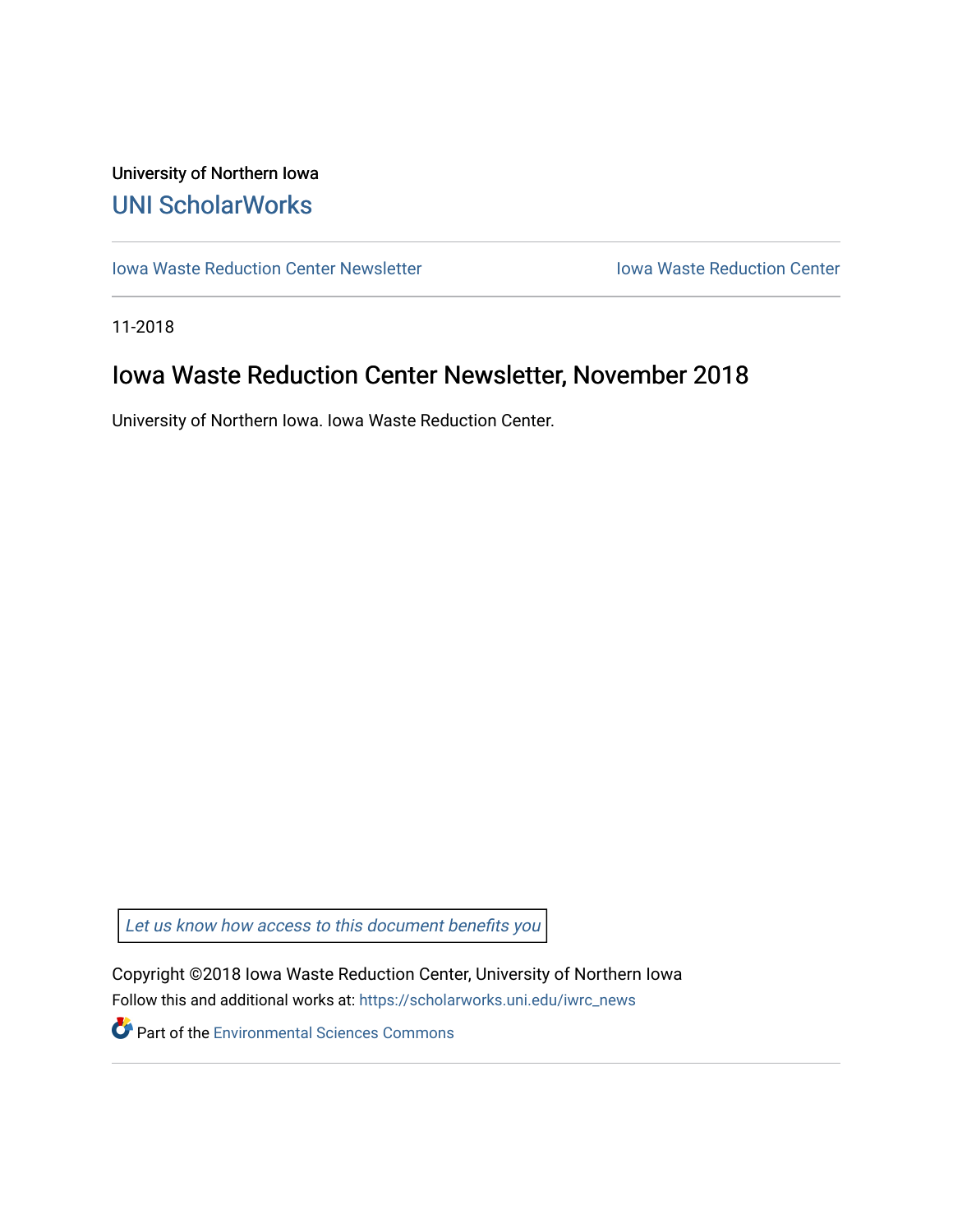University of Northern Iowa

UNI ScholarWorks

Iowa Waste Reduction Center Newsletter

Iowa Waste Reduction Center

11-2018

# Iowa Waste Reduction Center Newsletter, November 2018

University of Northern Iowa. Iowa Waste Reduction Center.

*Let us know how access to this document benefits you*

Copyright ©2018 Iowa Waste Reduction Center, University of Northern Iowa

Follow this and additional works at: https://scholarworks.uni.edu/iwrc_news

Part of the Environmental Sciences Commons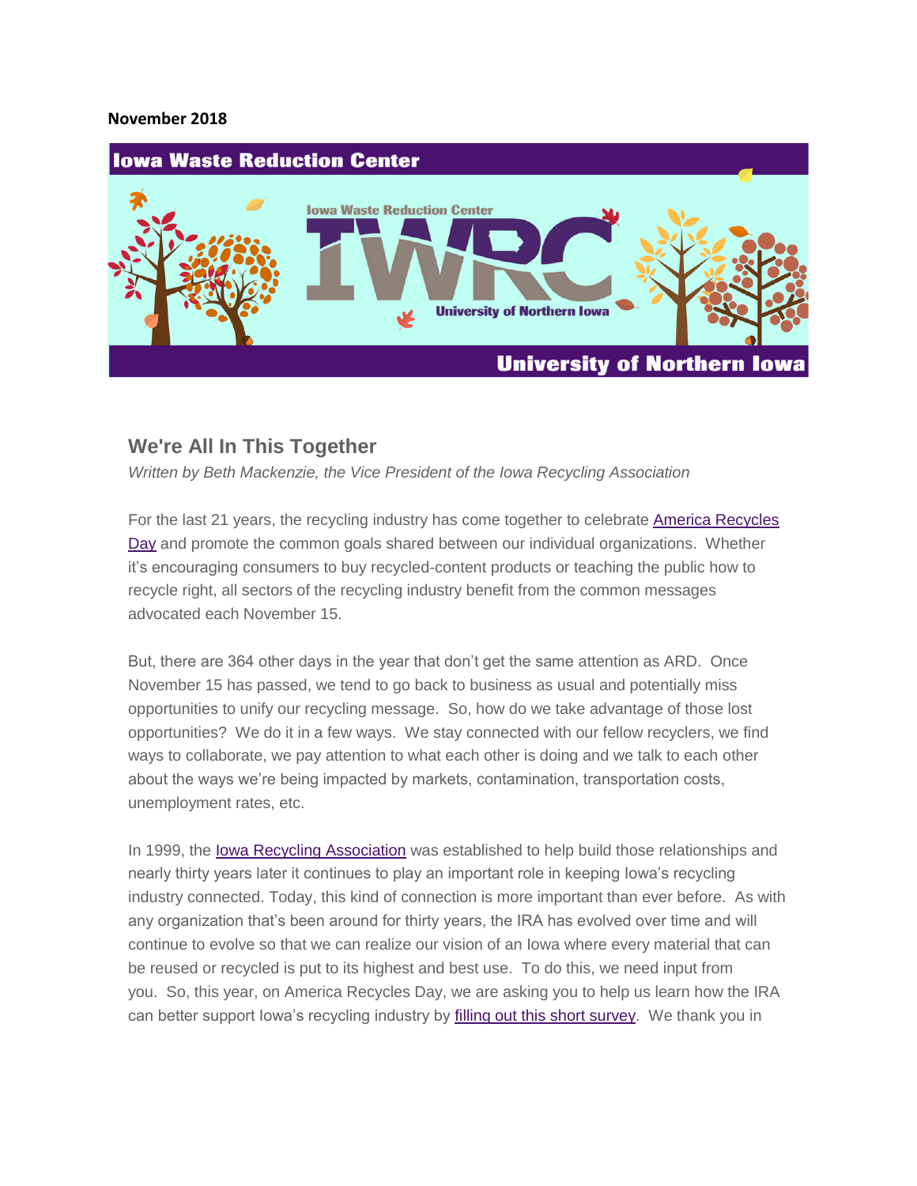**November 2018**

## We're All In This Together

*Written by Beth Mackenzie, the Vice President of the Iowa Recycling Association*

For the last 21 years, the recycling industry has come together to celebrate America Recycles Day and promote the common goals shared between our individual organizations. Whether it's encouraging consumers to buy recycled-content products or teaching the public how to recycle right, all sectors of the recycling industry benefit from the common messages advocated each November 15.

But, there are 364 other days in the year that don't get the same attention as ARD. Once November 15 has passed, we tend to go back to business as usual and potentially miss opportunities to unify our recycling message. So, how do we take advantage of those lost opportunities? We do it in a few ways. We stay connected with our fellow recyclers, we find ways to collaborate, we pay attention to what each other is doing and we talk to each other about the ways we're being impacted by markets, contamination, transportation costs, unemployment rates, etc.

In 1999, the Iowa Recycling Association was established to help build those relationships and nearly thirty years later it continues to play an important role in keeping Iowa's recycling industry connected. Today, this kind of connection is more important than ever before. As with any organization that's been around for thirty years, the IRA has evolved over time and will continue to evolve so that we can realize our vision of an Iowa where every material that can be reused or recycled is put to its highest and best use. To do this, we need input from you. So, this year, on America Recycles Day, we are asking you to help us learn how the IRA can better support Iowa's recycling industry by filling out this short survey. We thank you in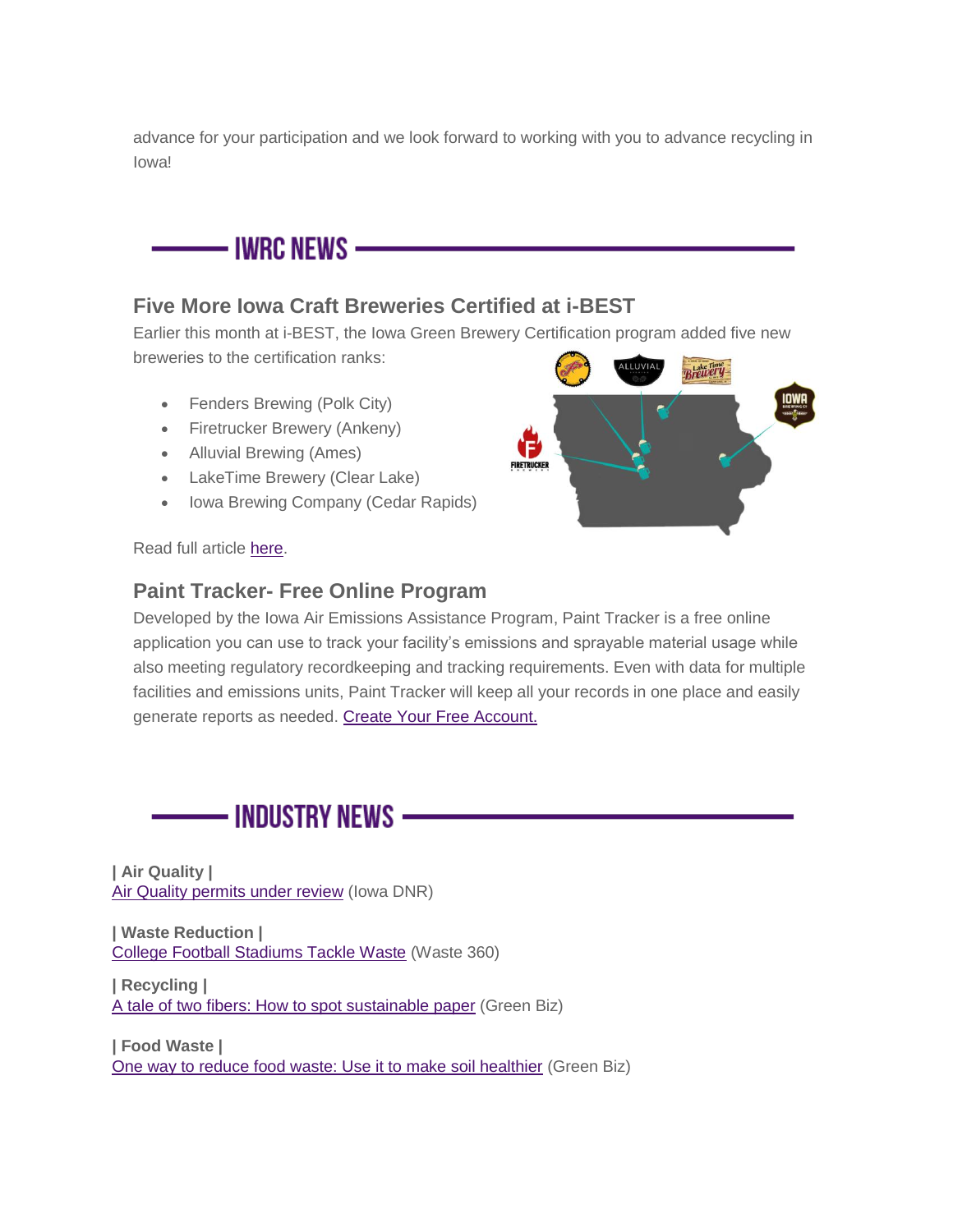advance for your participation and we look forward to working with you to advance recycling in Iowa!

## IWRC NEWS

### Five More Iowa Craft Breweries Certified at i-BEST

Earlier this month at i-BEST, the Iowa Green Brewery Certification program added five new breweries to the certification ranks:

- Fenders Brewing (Polk City)
- Firetrucker Brewery (Ankeny)
- Alluvial Brewing (Ames)
- LakeTime Brewery (Clear Lake)
- Iowa Brewing Company (Cedar Rapids)

Read full article here.

### Paint Tracker- Free Online Program

Developed by the Iowa Air Emissions Assistance Program, Paint Tracker is a free online application you can use to track your facility's emissions and sprayable material usage while also meeting regulatory recordkeeping and tracking requirements. Even with data for multiple facilities and emissions units, Paint Tracker will keep all your records in one place and easily generate reports as needed. Create Your Free Account.

## INDUSTRY NEWS

**| Air Quality |**
Air Quality permits under review (Iowa DNR)

**| Waste Reduction |**
College Football Stadiums Tackle Waste (Waste 360)

**| Recycling |**
A tale of two fibers: How to spot sustainable paper (Green Biz)

**| Food Waste |**
One way to reduce food waste: Use it to make soil healthier (Green Biz)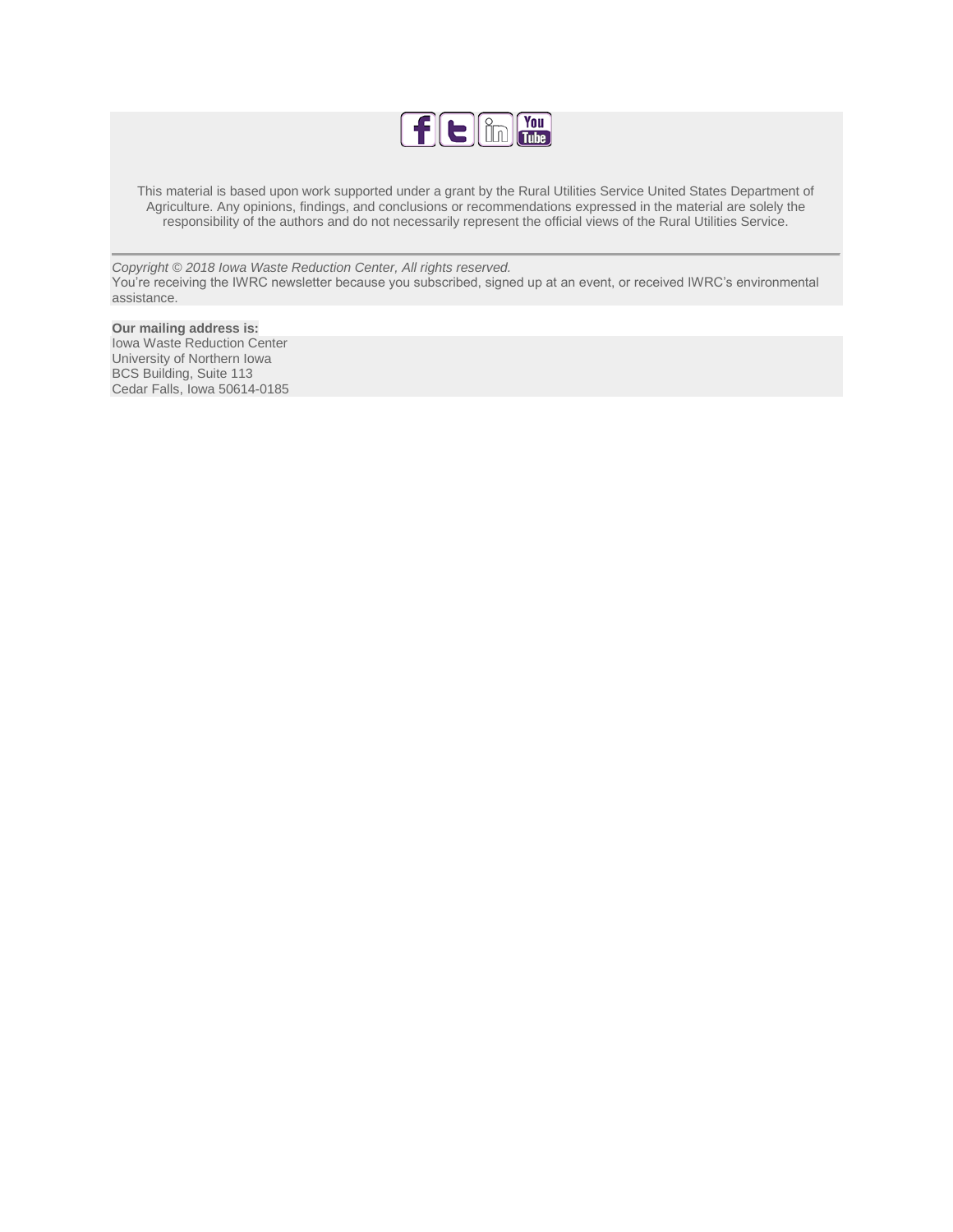This material is based upon work supported under a grant by the Rural Utilities Service United States Department of Agriculture. Any opinions, findings, and conclusions or recommendations expressed in the material are solely the responsibility of the authors and do not necessarily represent the official views of the Rural Utilities Service.

---

*Copyright © 2018 Iowa Waste Reduction Center, All rights reserved.*
You're receiving the IWRC newsletter because you subscribed, signed up at an event, or received IWRC's environmental assistance.

**Our mailing address is:**
Iowa Waste Reduction Center
University of Northern Iowa
BCS Building, Suite 113
Cedar Falls, Iowa 50614-0185